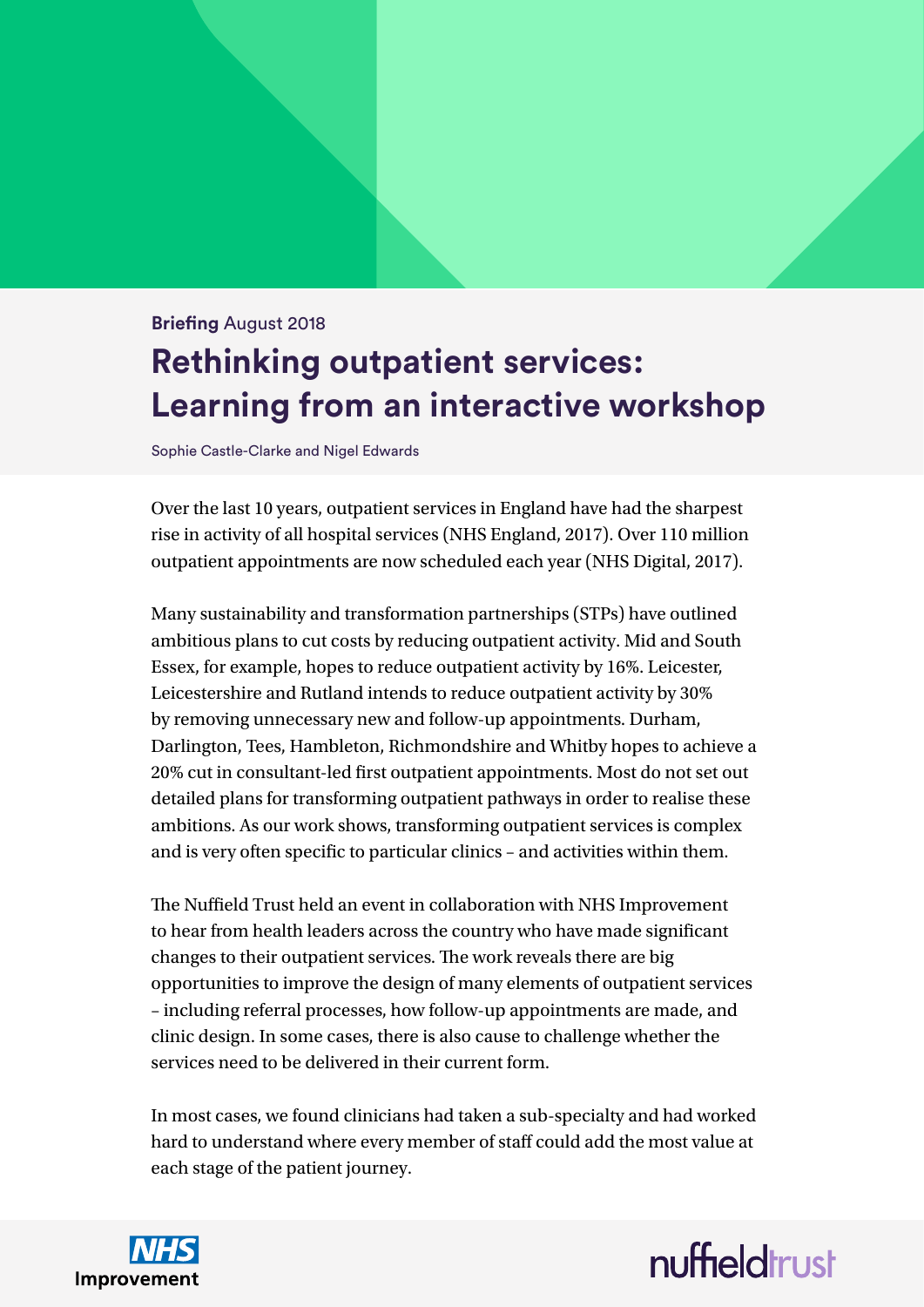**Briefing** August 2018

# Rethinking outpatient services: Learning from an interactive workshop

Sophie Castle-Clarke and Nigel Edwards

Over the last 10 years, outpatient services in England have had the sharpest rise in activity of all hospital services (NHS England, 2017). Over 110 million outpatient appointments are now scheduled each year (NHS Digital, 2017).

Many sustainability and transformation partnerships (STPs) have outlined ambitious plans to cut costs by reducing outpatient activity. Mid and South Essex, for example, hopes to reduce outpatient activity by 16%. Leicester, Leicestershire and Rutland intends to reduce outpatient activity by 30% by removing unnecessary new and follow-up appointments. Durham, Darlington, Tees, Hambleton, Richmondshire and Whitby hopes to achieve a 20% cut in consultant-led first outpatient appointments. Most do not set out detailed plans for transforming outpatient pathways in order to realise these ambitions. As our work shows, transforming outpatient services is complex and is very often specific to particular clinics – and activities within them.

The Nuffield Trust held an event in collaboration with NHS Improvement to hear from health leaders across the country who have made significant changes to their outpatient services. The work reveals there are big opportunities to improve the design of many elements of outpatient services – including referral processes, how follow-up appointments are made, and clinic design. In some cases, there is also cause to challenge whether the services need to be delivered in their current form.

In most cases, we found clinicians had taken a sub-specialty and had worked hard to understand where every member of staff could add the most value at each stage of the patient journey.

NHS Improvement

nuffieldtrust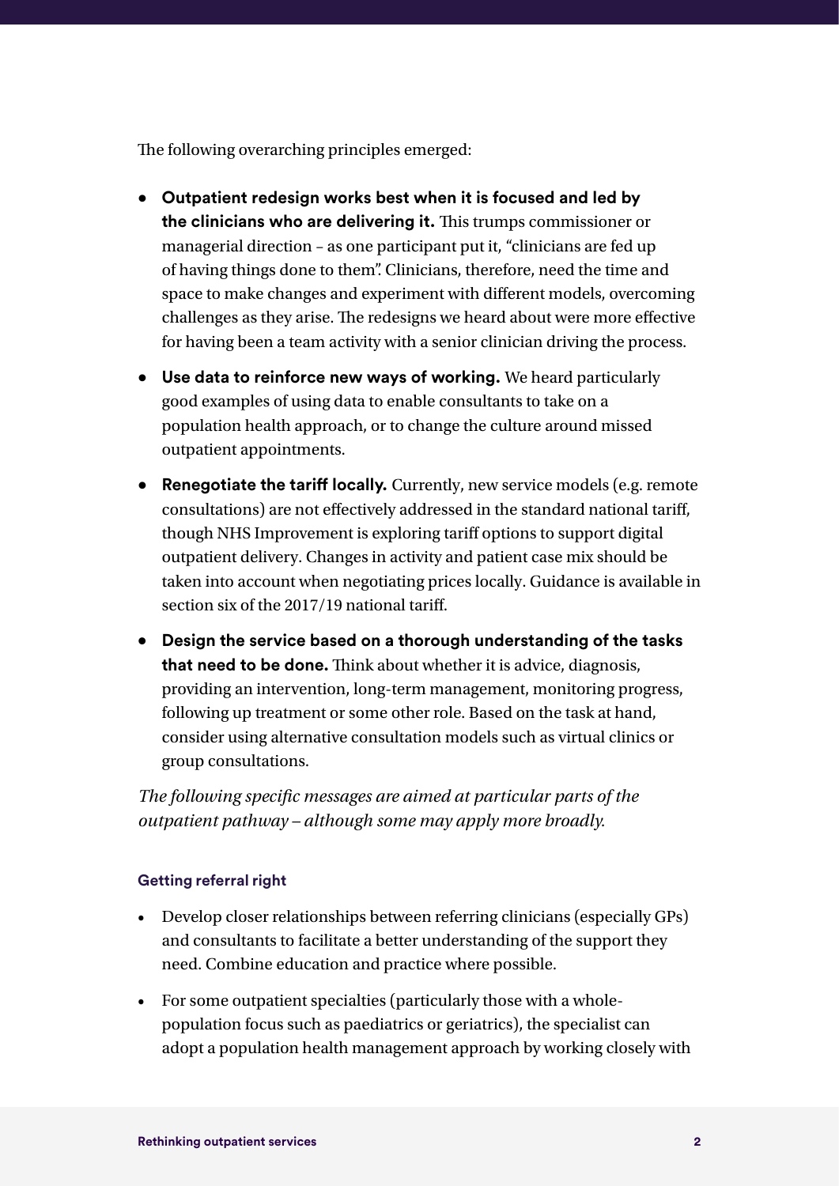The following overarching principles emerged:

- **Outpatient redesign works best when it is focused and led by the clinicians who are delivering it.** This trumps commissioner or managerial direction – as one participant put it, "clinicians are fed up of having things done to them". Clinicians, therefore, need the time and space to make changes and experiment with different models, overcoming challenges as they arise. The redesigns we heard about were more effective for having been a team activity with a senior clinician driving the process.
- **Use data to reinforce new ways of working.** We heard particularly good examples of using data to enable consultants to take on a population health approach, or to change the culture around missed outpatient appointments.
- **Renegotiate the tariff locally.** Currently, new service models (e.g. remote consultations) are not effectively addressed in the standard national tariff, though NHS Improvement is exploring tariff options to support digital outpatient delivery. Changes in activity and patient case mix should be taken into account when negotiating prices locally. Guidance is available in section six of the 2017/19 national tariff.
- **Design the service based on a thorough understanding of the tasks that need to be done.** Think about whether it is advice, diagnosis, providing an intervention, long-term management, monitoring progress, following up treatment or some other role. Based on the task at hand, consider using alternative consultation models such as virtual clinics or group consultations.

*The following specific messages are aimed at particular parts of the outpatient pathway – although some may apply more broadly.*

#### Getting referral right

- Develop closer relationships between referring clinicians (especially GPs) and consultants to facilitate a better understanding of the support they need. Combine education and practice where possible.
- For some outpatient specialties (particularly those with a whole-population focus such as paediatrics or geriatrics), the specialist can adopt a population health management approach by working closely with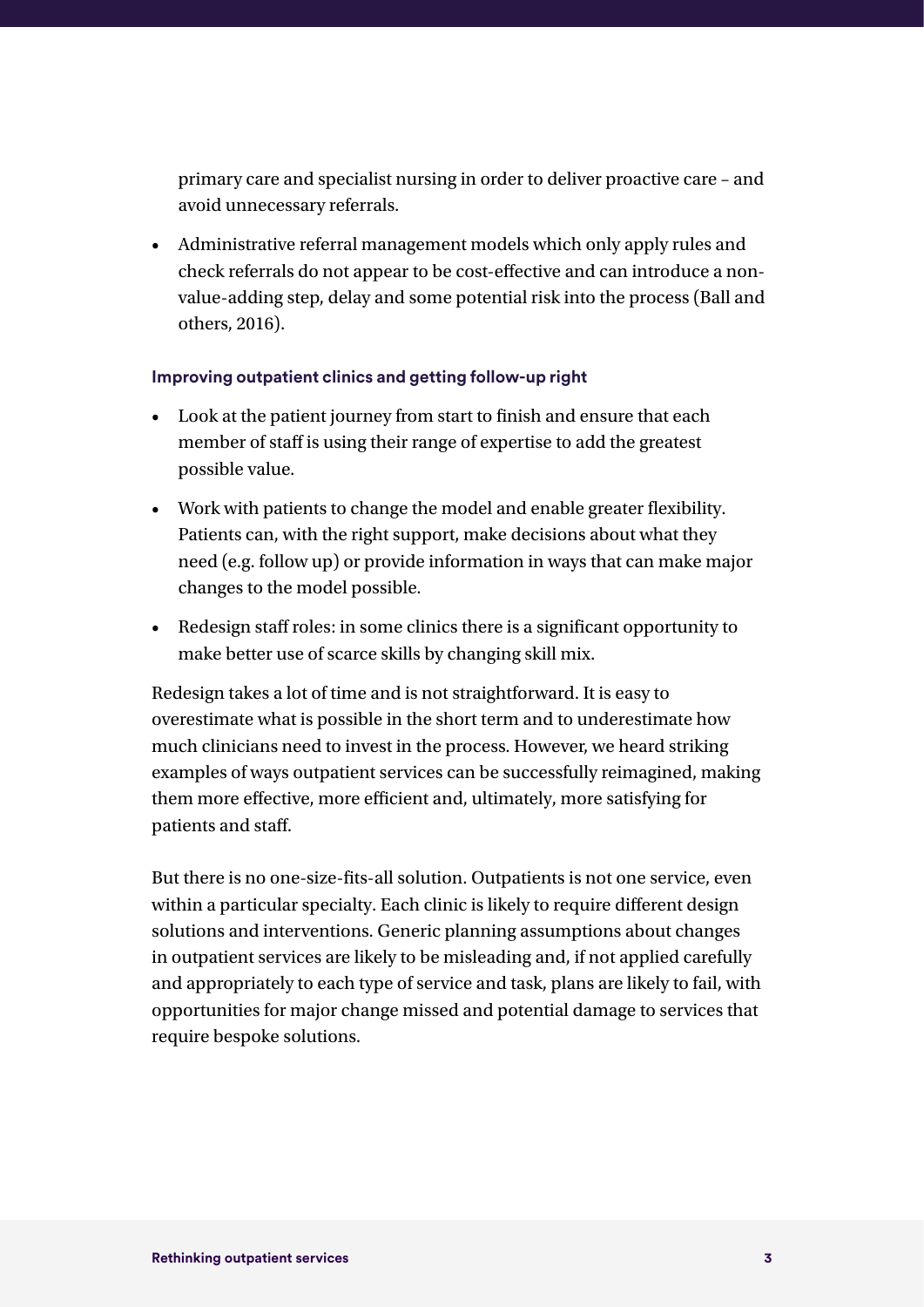primary care and specialist nursing in order to deliver proactive care – and avoid unnecessary referrals.

- Administrative referral management models which only apply rules and check referrals do not appear to be cost-effective and can introduce a non-value-adding step, delay and some potential risk into the process (Ball and others, 2016).

### Improving outpatient clinics and getting follow-up right

- Look at the patient journey from start to finish and ensure that each member of staff is using their range of expertise to add the greatest possible value.
- Work with patients to change the model and enable greater flexibility. Patients can, with the right support, make decisions about what they need (e.g. follow up) or provide information in ways that can make major changes to the model possible.
- Redesign staff roles: in some clinics there is a significant opportunity to make better use of scarce skills by changing skill mix.

Redesign takes a lot of time and is not straightforward. It is easy to overestimate what is possible in the short term and to underestimate how much clinicians need to invest in the process. However, we heard striking examples of ways outpatient services can be successfully reimagined, making them more effective, more efficient and, ultimately, more satisfying for patients and staff.

But there is no one-size-fits-all solution. Outpatients is not one service, even within a particular specialty. Each clinic is likely to require different design solutions and interventions. Generic planning assumptions about changes in outpatient services are likely to be misleading and, if not applied carefully and appropriately to each type of service and task, plans are likely to fail, with opportunities for major change missed and potential damage to services that require bespoke solutions.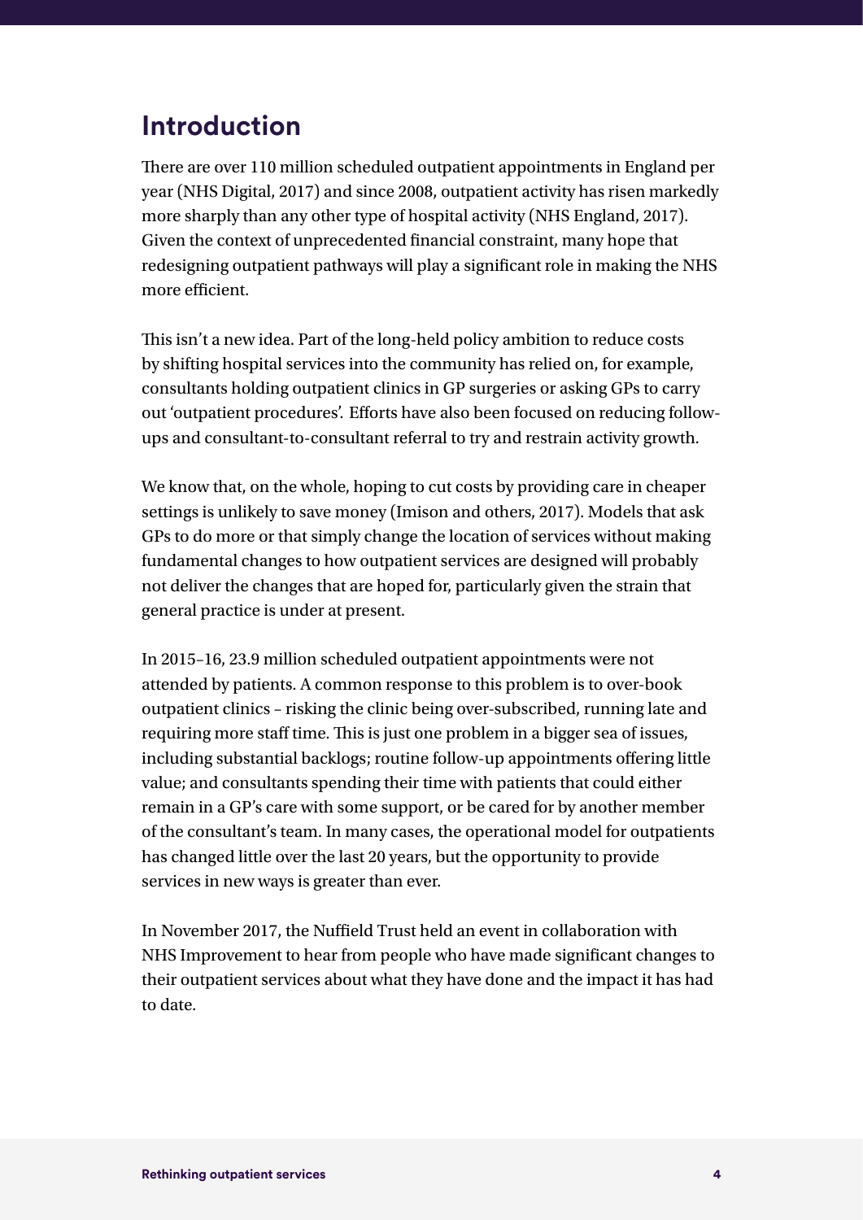## Introduction

There are over 110 million scheduled outpatient appointments in England per year (NHS Digital, 2017) and since 2008, outpatient activity has risen markedly more sharply than any other type of hospital activity (NHS England, 2017). Given the context of unprecedented financial constraint, many hope that redesigning outpatient pathways will play a significant role in making the NHS more efficient.

This isn't a new idea. Part of the long-held policy ambition to reduce costs by shifting hospital services into the community has relied on, for example, consultants holding outpatient clinics in GP surgeries or asking GPs to carry out 'outpatient procedures'. Efforts have also been focused on reducing follow-ups and consultant-to-consultant referral to try and restrain activity growth.

We know that, on the whole, hoping to cut costs by providing care in cheaper settings is unlikely to save money (Imison and others, 2017). Models that ask GPs to do more or that simply change the location of services without making fundamental changes to how outpatient services are designed will probably not deliver the changes that are hoped for, particularly given the strain that general practice is under at present.

In 2015–16, 23.9 million scheduled outpatient appointments were not attended by patients. A common response to this problem is to over-book outpatient clinics – risking the clinic being over-subscribed, running late and requiring more staff time. This is just one problem in a bigger sea of issues, including substantial backlogs; routine follow-up appointments offering little value; and consultants spending their time with patients that could either remain in a GP's care with some support, or be cared for by another member of the consultant's team. In many cases, the operational model for outpatients has changed little over the last 20 years, but the opportunity to provide services in new ways is greater than ever.

In November 2017, the Nuffield Trust held an event in collaboration with NHS Improvement to hear from people who have made significant changes to their outpatient services about what they have done and the impact it has had to date.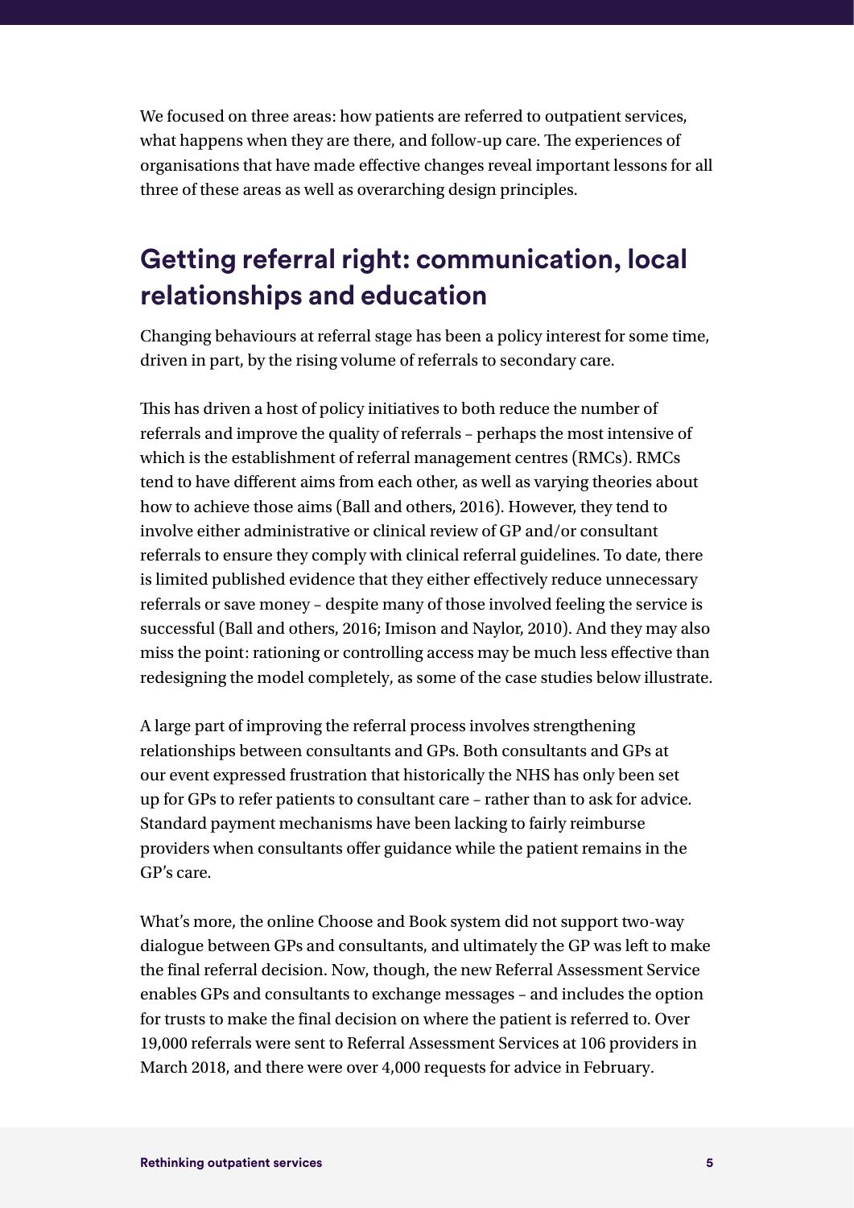We focused on three areas: how patients are referred to outpatient services, what happens when they are there, and follow-up care. The experiences of organisations that have made effective changes reveal important lessons for all three of these areas as well as overarching design principles.

## Getting referral right: communication, local relationships and education

Changing behaviours at referral stage has been a policy interest for some time, driven in part, by the rising volume of referrals to secondary care.

This has driven a host of policy initiatives to both reduce the number of referrals and improve the quality of referrals – perhaps the most intensive of which is the establishment of referral management centres (RMCs). RMCs tend to have different aims from each other, as well as varying theories about how to achieve those aims (Ball and others, 2016). However, they tend to involve either administrative or clinical review of GP and/or consultant referrals to ensure they comply with clinical referral guidelines. To date, there is limited published evidence that they either effectively reduce unnecessary referrals or save money – despite many of those involved feeling the service is successful (Ball and others, 2016; Imison and Naylor, 2010). And they may also miss the point: rationing or controlling access may be much less effective than redesigning the model completely, as some of the case studies below illustrate.

A large part of improving the referral process involves strengthening relationships between consultants and GPs. Both consultants and GPs at our event expressed frustration that historically the NHS has only been set up for GPs to refer patients to consultant care – rather than to ask for advice. Standard payment mechanisms have been lacking to fairly reimburse providers when consultants offer guidance while the patient remains in the GP's care.

What's more, the online Choose and Book system did not support two-way dialogue between GPs and consultants, and ultimately the GP was left to make the final referral decision. Now, though, the new Referral Assessment Service enables GPs and consultants to exchange messages – and includes the option for trusts to make the final decision on where the patient is referred to. Over 19,000 referrals were sent to Referral Assessment Services at 106 providers in March 2018, and there were over 4,000 requests for advice in February.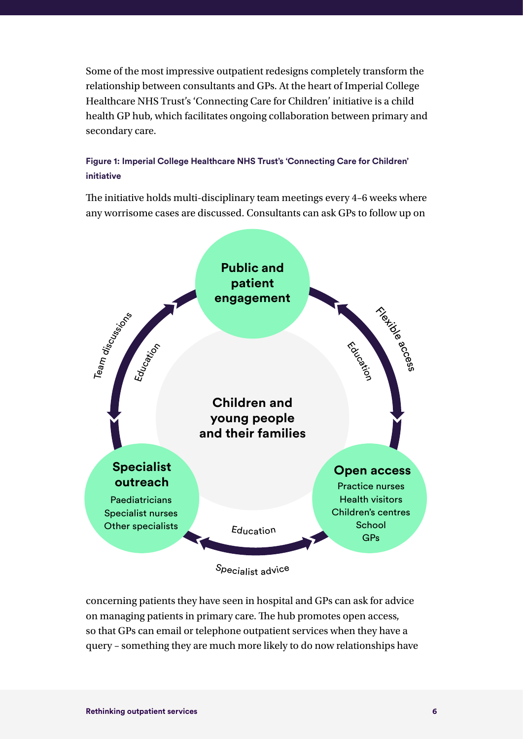Some of the most impressive outpatient redesigns completely transform the relationship between consultants and GPs. At the heart of Imperial College Healthcare NHS Trust's 'Connecting Care for Children' initiative is a child health GP hub, which facilitates ongoing collaboration between primary and secondary care.

**Figure 1: Imperial College Healthcare NHS Trust's 'Connecting Care for Children' initiative**

**Public and patient engagement**

**Children and young people and their families**

**Specialist outreach**
Paediatricians
Specialist nurses
Other specialists

**Open access**
Practice nurses
Health visitors
Children's centres
School
GPs

Team discussions · Education · Flexible access · Education · Education · Specialist advice

The initiative holds multi-disciplinary team meetings every 4–6 weeks where any worrisome cases are discussed. Consultants can ask GPs to follow up on concerning patients they have seen in hospital and GPs can ask for advice on managing patients in primary care. The hub promotes open access, so that GPs can email or telephone outpatient services when they have a query – something they are much more likely to do now relationships have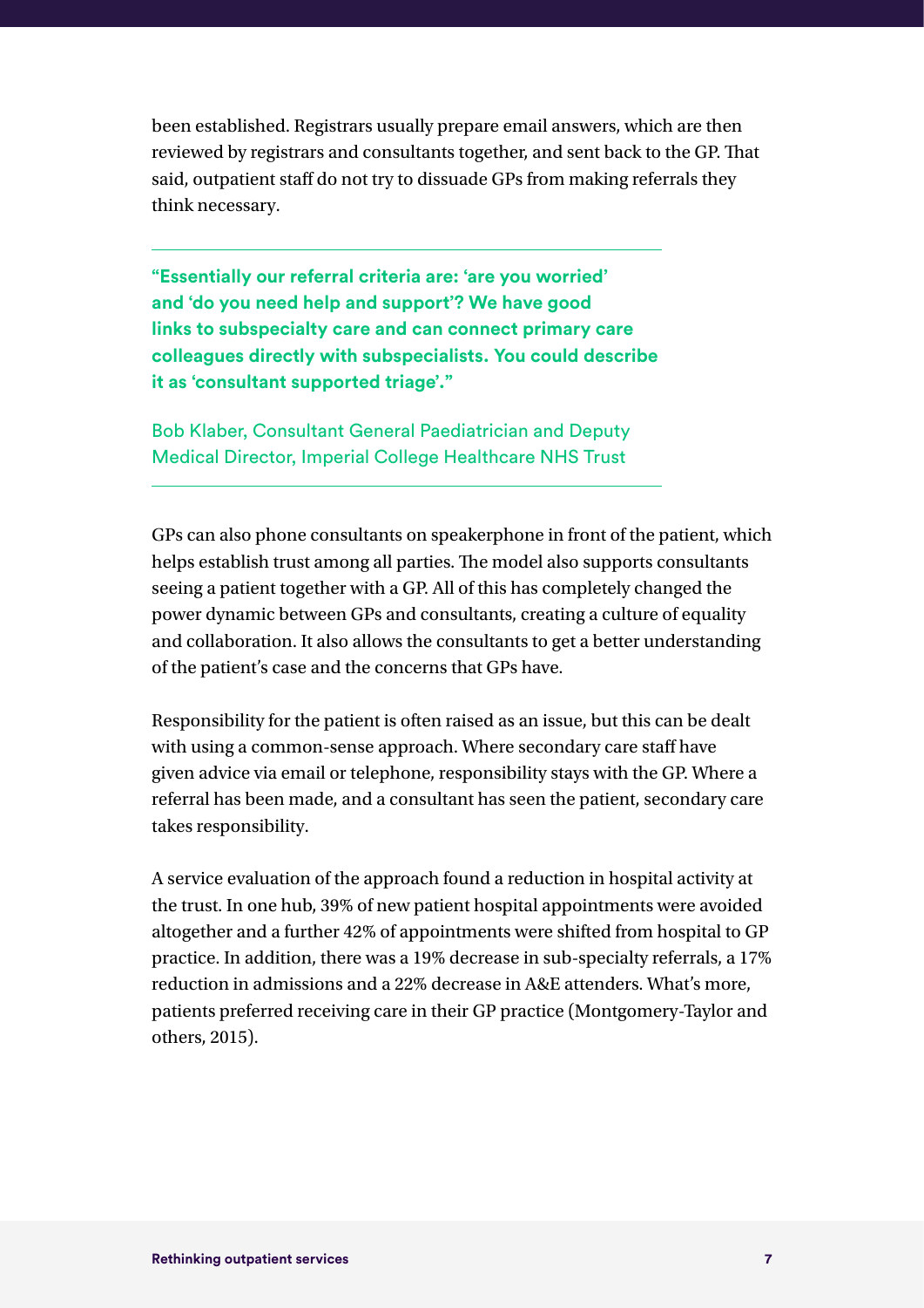been established. Registrars usually prepare email answers, which are then reviewed by registrars and consultants together, and sent back to the GP. That said, outpatient staff do not try to dissuade GPs from making referrals they think necessary.

---

**"Essentially our referral criteria are: 'are you worried' and 'do you need help and support'? We have good links to subspecialty care and can connect primary care colleagues directly with subspecialists. You could describe it as 'consultant supported triage'."**

Bob Klaber, Consultant General Paediatrician and Deputy Medical Director, Imperial College Healthcare NHS Trust

---

GPs can also phone consultants on speakerphone in front of the patient, which helps establish trust among all parties. The model also supports consultants seeing a patient together with a GP. All of this has completely changed the power dynamic between GPs and consultants, creating a culture of equality and collaboration. It also allows the consultants to get a better understanding of the patient's case and the concerns that GPs have.

Responsibility for the patient is often raised as an issue, but this can be dealt with using a common-sense approach. Where secondary care staff have given advice via email or telephone, responsibility stays with the GP. Where a referral has been made, and a consultant has seen the patient, secondary care takes responsibility.

A service evaluation of the approach found a reduction in hospital activity at the trust. In one hub, 39% of new patient hospital appointments were avoided altogether and a further 42% of appointments were shifted from hospital to GP practice. In addition, there was a 19% decrease in sub-specialty referrals, a 17% reduction in admissions and a 22% decrease in A&E attenders. What's more, patients preferred receiving care in their GP practice (Montgomery-Taylor and others, 2015).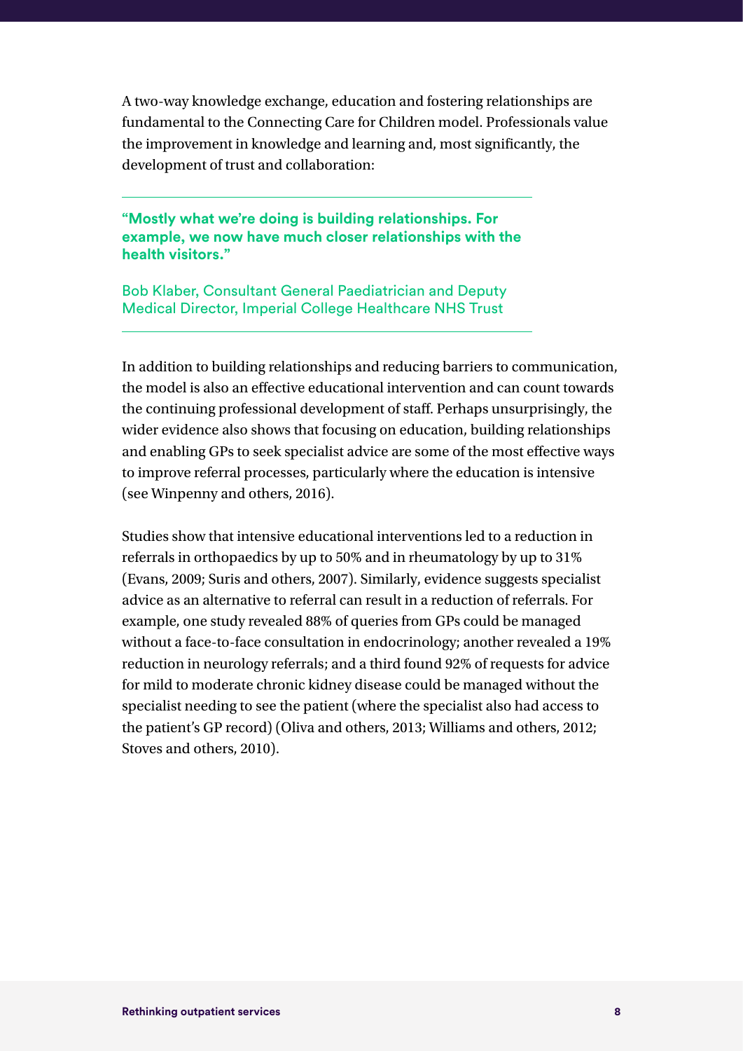A two-way knowledge exchange, education and fostering relationships are fundamental to the Connecting Care for Children model. Professionals value the improvement in knowledge and learning and, most significantly, the development of trust and collaboration:

> **"Mostly what we're doing is building relationships. For example, we now have much closer relationships with the health visitors."**
>
> Bob Klaber, Consultant General Paediatrician and Deputy Medical Director, Imperial College Healthcare NHS Trust

In addition to building relationships and reducing barriers to communication, the model is also an effective educational intervention and can count towards the continuing professional development of staff. Perhaps unsurprisingly, the wider evidence also shows that focusing on education, building relationships and enabling GPs to seek specialist advice are some of the most effective ways to improve referral processes, particularly where the education is intensive (see Winpenny and others, 2016).

Studies show that intensive educational interventions led to a reduction in referrals in orthopaedics by up to 50% and in rheumatology by up to 31% (Evans, 2009; Suris and others, 2007). Similarly, evidence suggests specialist advice as an alternative to referral can result in a reduction of referrals. For example, one study revealed 88% of queries from GPs could be managed without a face-to-face consultation in endocrinology; another revealed a 19% reduction in neurology referrals; and a third found 92% of requests for advice for mild to moderate chronic kidney disease could be managed without the specialist needing to see the patient (where the specialist also had access to the patient's GP record) (Oliva and others, 2013; Williams and others, 2012; Stoves and others, 2010).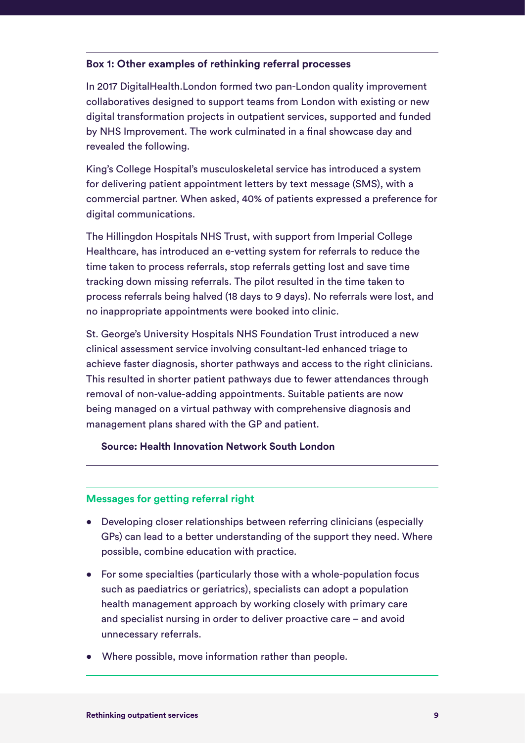### Box 1: Other examples of rethinking referral processes

In 2017 DigitalHealth.London formed two pan-London quality improvement collaboratives designed to support teams from London with existing or new digital transformation projects in outpatient services, supported and funded by NHS Improvement. The work culminated in a final showcase day and revealed the following.

King's College Hospital's musculoskeletal service has introduced a system for delivering patient appointment letters by text message (SMS), with a commercial partner. When asked, 40% of patients expressed a preference for digital communications.

The Hillingdon Hospitals NHS Trust, with support from Imperial College Healthcare, has introduced an e-vetting system for referrals to reduce the time taken to process referrals, stop referrals getting lost and save time tracking down missing referrals. The pilot resulted in the time taken to process referrals being halved (18 days to 9 days). No referrals were lost, and no inappropriate appointments were booked into clinic.

St. George's University Hospitals NHS Foundation Trust introduced a new clinical assessment service involving consultant-led enhanced triage to achieve faster diagnosis, shorter pathways and access to the right clinicians. This resulted in shorter patient pathways due to fewer attendances through removal of non-value-adding appointments. Suitable patients are now being managed on a virtual pathway with comprehensive diagnosis and management plans shared with the GP and patient.

**Source: Health Innovation Network South London**

### Messages for getting referral right

- Developing closer relationships between referring clinicians (especially GPs) can lead to a better understanding of the support they need. Where possible, combine education with practice.
- For some specialties (particularly those with a whole-population focus such as paediatrics or geriatrics), specialists can adopt a population health management approach by working closely with primary care and specialist nursing in order to deliver proactive care – and avoid unnecessary referrals.
- Where possible, move information rather than people.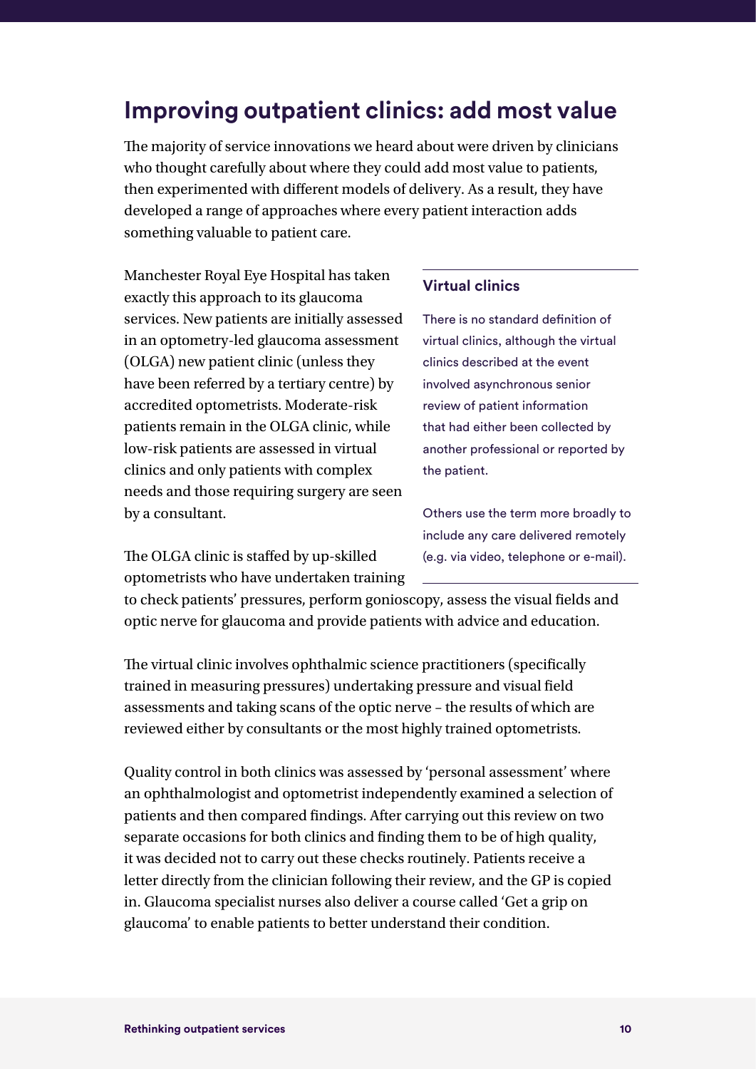## Improving outpatient clinics: add most value

The majority of service innovations we heard about were driven by clinicians who thought carefully about where they could add most value to patients, then experimented with different models of delivery. As a result, they have developed a range of approaches where every patient interaction adds something valuable to patient care.

Manchester Royal Eye Hospital has taken exactly this approach to its glaucoma services. New patients are initially assessed in an optometry-led glaucoma assessment (OLGA) new patient clinic (unless they have been referred by a tertiary centre) by accredited optometrists. Moderate-risk patients remain in the OLGA clinic, while low-risk patients are assessed in virtual clinics and only patients with complex needs and those requiring surgery are seen by a consultant.

The OLGA clinic is staffed by up-skilled optometrists who have undertaken training to check patients' pressures, perform gonioscopy, assess the visual fields and optic nerve for glaucoma and provide patients with advice and education.

> **Virtual clinics**
>
> There is no standard definition of virtual clinics, although the virtual clinics described at the event involved asynchronous senior review of patient information that had either been collected by another professional or reported by the patient.
>
> Others use the term more broadly to include any care delivered remotely (e.g. via video, telephone or e-mail).

The virtual clinic involves ophthalmic science practitioners (specifically trained in measuring pressures) undertaking pressure and visual field assessments and taking scans of the optic nerve – the results of which are reviewed either by consultants or the most highly trained optometrists.

Quality control in both clinics was assessed by 'personal assessment' where an ophthalmologist and optometrist independently examined a selection of patients and then compared findings. After carrying out this review on two separate occasions for both clinics and finding them to be of high quality, it was decided not to carry out these checks routinely. Patients receive a letter directly from the clinician following their review, and the GP is copied in. Glaucoma specialist nurses also deliver a course called 'Get a grip on glaucoma' to enable patients to better understand their condition.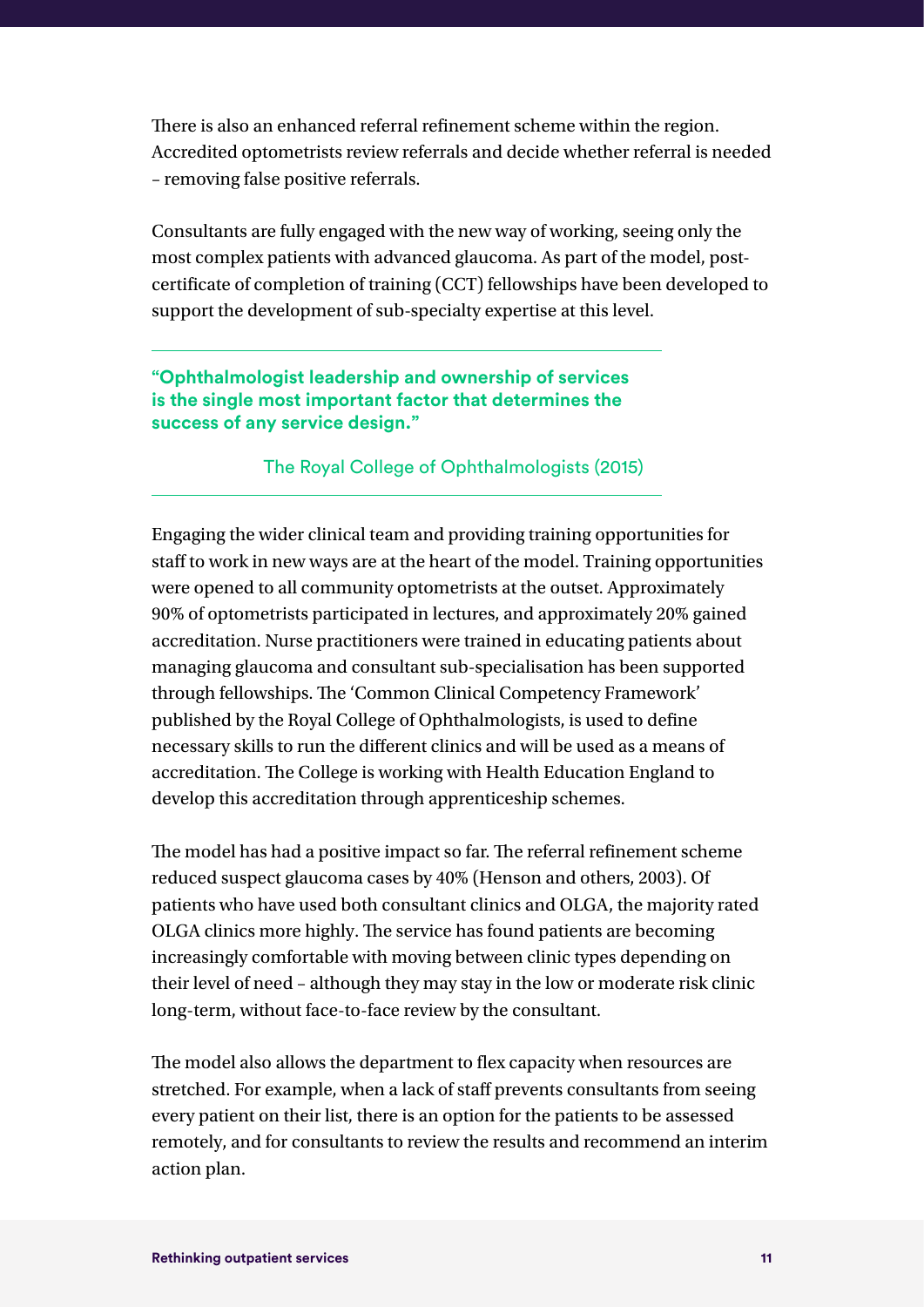There is also an enhanced referral refinement scheme within the region. Accredited optometrists review referrals and decide whether referral is needed – removing false positive referrals.

Consultants are fully engaged with the new way of working, seeing only the most complex patients with advanced glaucoma. As part of the model, post-certificate of completion of training (CCT) fellowships have been developed to support the development of sub-specialty expertise at this level.

> **"Ophthalmologist leadership and ownership of services is the single most important factor that determines the success of any service design."**
>
> The Royal College of Ophthalmologists (2015)

Engaging the wider clinical team and providing training opportunities for staff to work in new ways are at the heart of the model. Training opportunities were opened to all community optometrists at the outset. Approximately 90% of optometrists participated in lectures, and approximately 20% gained accreditation. Nurse practitioners were trained in educating patients about managing glaucoma and consultant sub-specialisation has been supported through fellowships. The 'Common Clinical Competency Framework' published by the Royal College of Ophthalmologists, is used to define necessary skills to run the different clinics and will be used as a means of accreditation. The College is working with Health Education England to develop this accreditation through apprenticeship schemes.

The model has had a positive impact so far. The referral refinement scheme reduced suspect glaucoma cases by 40% (Henson and others, 2003). Of patients who have used both consultant clinics and OLGA, the majority rated OLGA clinics more highly. The service has found patients are becoming increasingly comfortable with moving between clinic types depending on their level of need – although they may stay in the low or moderate risk clinic long-term, without face-to-face review by the consultant.

The model also allows the department to flex capacity when resources are stretched. For example, when a lack of staff prevents consultants from seeing every patient on their list, there is an option for the patients to be assessed remotely, and for consultants to review the results and recommend an interim action plan.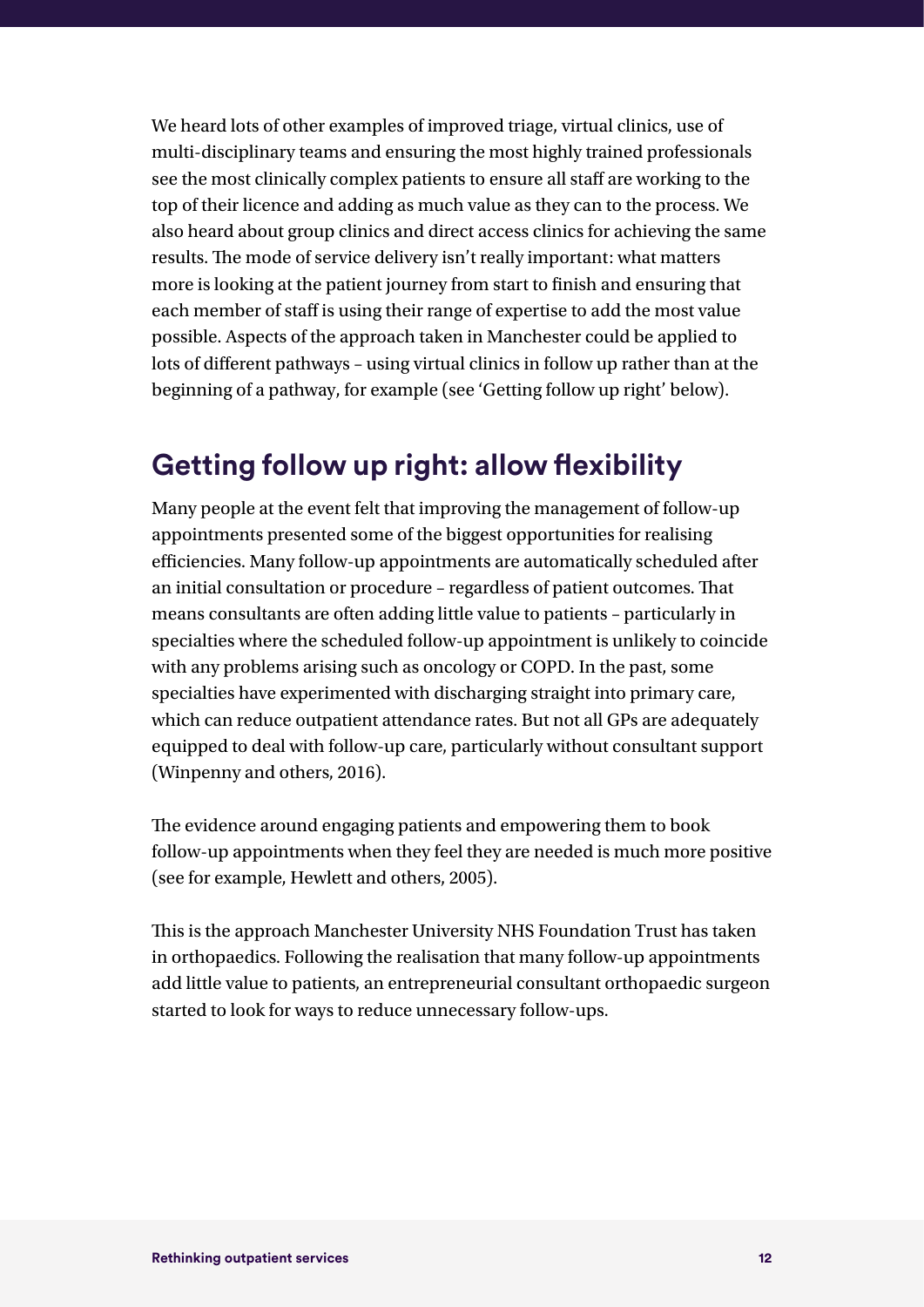We heard lots of other examples of improved triage, virtual clinics, use of multi-disciplinary teams and ensuring the most highly trained professionals see the most clinically complex patients to ensure all staff are working to the top of their licence and adding as much value as they can to the process. We also heard about group clinics and direct access clinics for achieving the same results. The mode of service delivery isn't really important: what matters more is looking at the patient journey from start to finish and ensuring that each member of staff is using their range of expertise to add the most value possible. Aspects of the approach taken in Manchester could be applied to lots of different pathways – using virtual clinics in follow up rather than at the beginning of a pathway, for example (see 'Getting follow up right' below).

## Getting follow up right: allow flexibility

Many people at the event felt that improving the management of follow-up appointments presented some of the biggest opportunities for realising efficiencies. Many follow-up appointments are automatically scheduled after an initial consultation or procedure – regardless of patient outcomes. That means consultants are often adding little value to patients – particularly in specialties where the scheduled follow-up appointment is unlikely to coincide with any problems arising such as oncology or COPD. In the past, some specialties have experimented with discharging straight into primary care, which can reduce outpatient attendance rates. But not all GPs are adequately equipped to deal with follow-up care, particularly without consultant support (Winpenny and others, 2016).

The evidence around engaging patients and empowering them to book follow-up appointments when they feel they are needed is much more positive (see for example, Hewlett and others, 2005).

This is the approach Manchester University NHS Foundation Trust has taken in orthopaedics. Following the realisation that many follow-up appointments add little value to patients, an entrepreneurial consultant orthopaedic surgeon started to look for ways to reduce unnecessary follow-ups.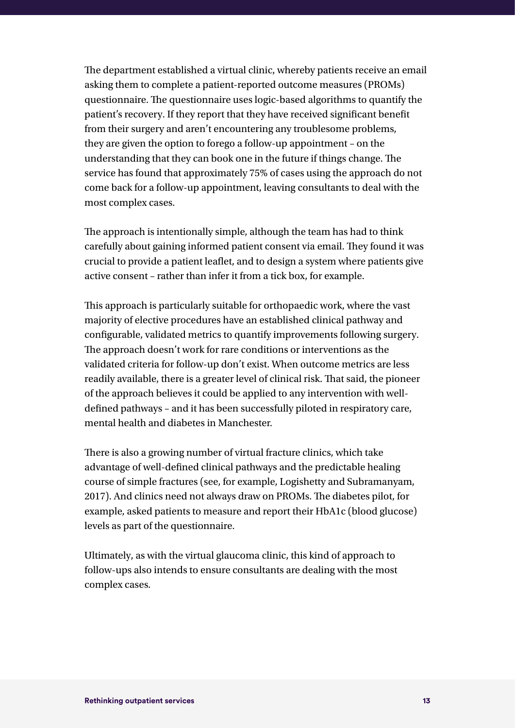The department established a virtual clinic, whereby patients receive an email asking them to complete a patient-reported outcome measures (PROMs) questionnaire. The questionnaire uses logic-based algorithms to quantify the patient's recovery. If they report that they have received significant benefit from their surgery and aren't encountering any troublesome problems, they are given the option to forego a follow-up appointment – on the understanding that they can book one in the future if things change. The service has found that approximately 75% of cases using the approach do not come back for a follow-up appointment, leaving consultants to deal with the most complex cases.

The approach is intentionally simple, although the team has had to think carefully about gaining informed patient consent via email. They found it was crucial to provide a patient leaflet, and to design a system where patients give active consent – rather than infer it from a tick box, for example.

This approach is particularly suitable for orthopaedic work, where the vast majority of elective procedures have an established clinical pathway and configurable, validated metrics to quantify improvements following surgery. The approach doesn't work for rare conditions or interventions as the validated criteria for follow-up don't exist. When outcome metrics are less readily available, there is a greater level of clinical risk. That said, the pioneer of the approach believes it could be applied to any intervention with well-defined pathways – and it has been successfully piloted in respiratory care, mental health and diabetes in Manchester.

There is also a growing number of virtual fracture clinics, which take advantage of well-defined clinical pathways and the predictable healing course of simple fractures (see, for example, Logishetty and Subramanyam, 2017). And clinics need not always draw on PROMs. The diabetes pilot, for example, asked patients to measure and report their HbA1c (blood glucose) levels as part of the questionnaire.

Ultimately, as with the virtual glaucoma clinic, this kind of approach to follow-ups also intends to ensure consultants are dealing with the most complex cases.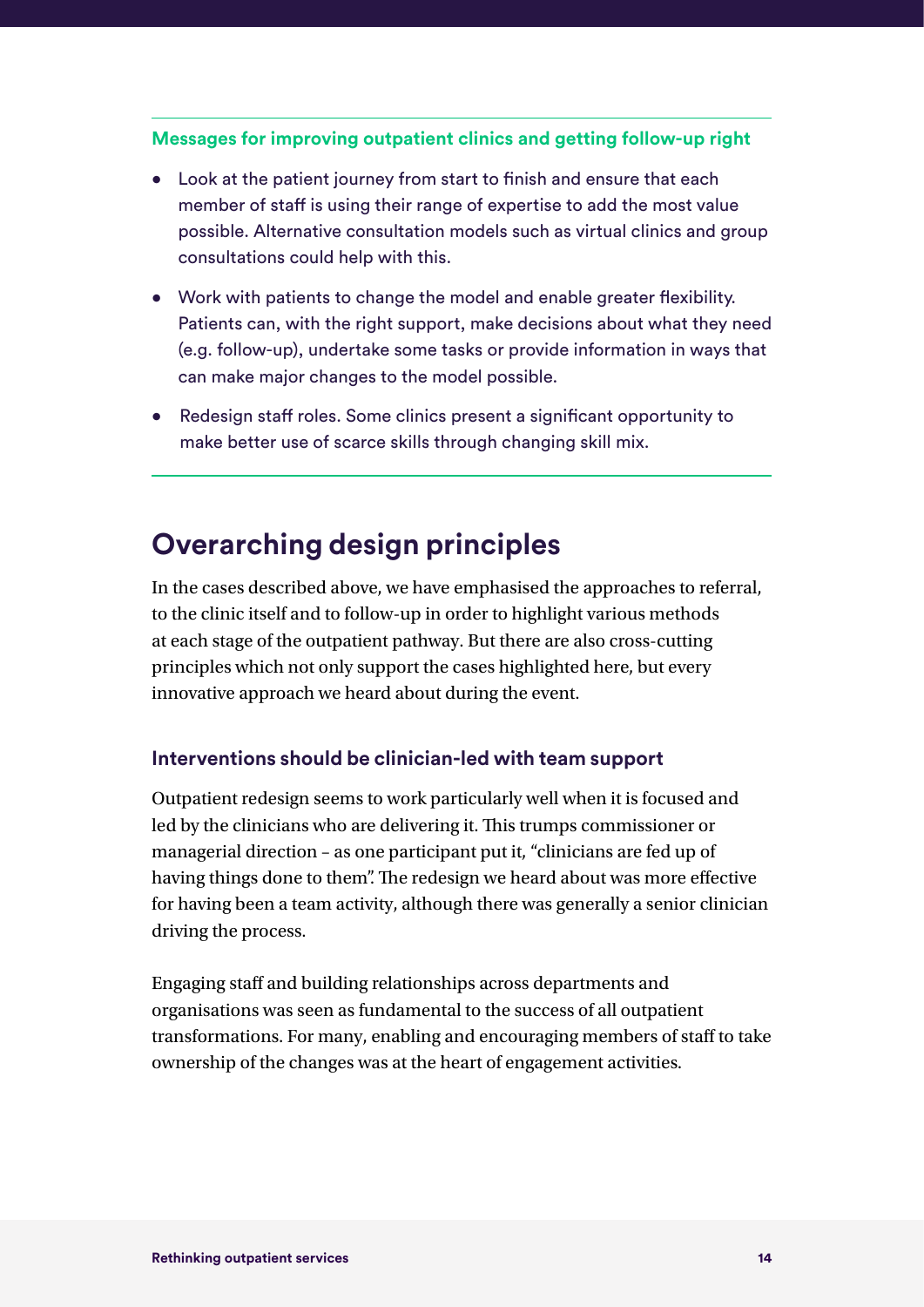**Messages for improving outpatient clinics and getting follow-up right**

- Look at the patient journey from start to finish and ensure that each member of staff is using their range of expertise to add the most value possible. Alternative consultation models such as virtual clinics and group consultations could help with this.
- Work with patients to change the model and enable greater flexibility. Patients can, with the right support, make decisions about what they need (e.g. follow-up), undertake some tasks or provide information in ways that can make major changes to the model possible.
- Redesign staff roles. Some clinics present a significant opportunity to make better use of scarce skills through changing skill mix.

## Overarching design principles

In the cases described above, we have emphasised the approaches to referral, to the clinic itself and to follow-up in order to highlight various methods at each stage of the outpatient pathway. But there are also cross-cutting principles which not only support the cases highlighted here, but every innovative approach we heard about during the event.

### Interventions should be clinician-led with team support

Outpatient redesign seems to work particularly well when it is focused and led by the clinicians who are delivering it. This trumps commissioner or managerial direction – as one participant put it, "clinicians are fed up of having things done to them". The redesign we heard about was more effective for having been a team activity, although there was generally a senior clinician driving the process.

Engaging staff and building relationships across departments and organisations was seen as fundamental to the success of all outpatient transformations. For many, enabling and encouraging members of staff to take ownership of the changes was at the heart of engagement activities.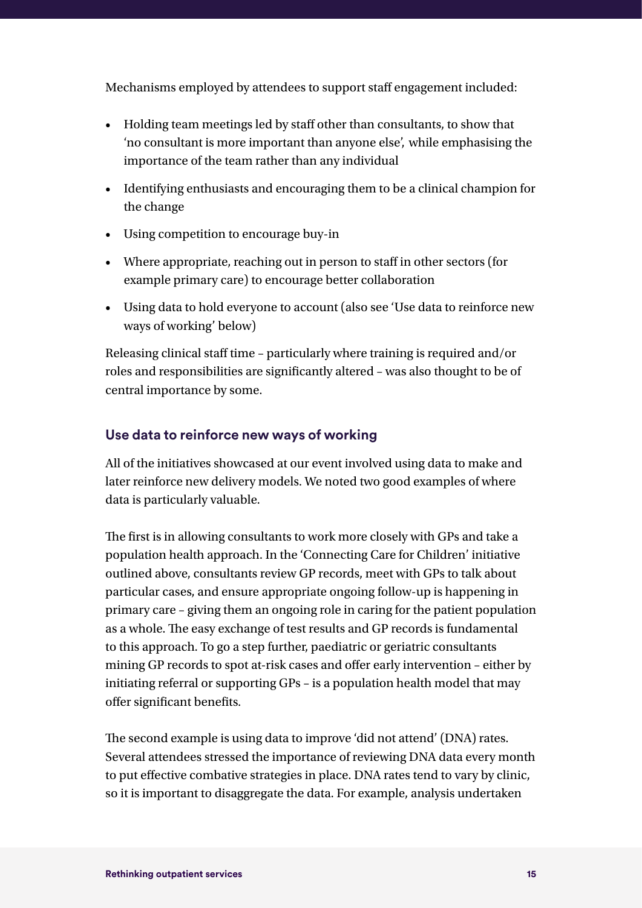Mechanisms employed by attendees to support staff engagement included:

- Holding team meetings led by staff other than consultants, to show that 'no consultant is more important than anyone else', while emphasising the importance of the team rather than any individual
- Identifying enthusiasts and encouraging them to be a clinical champion for the change
- Using competition to encourage buy-in
- Where appropriate, reaching out in person to staff in other sectors (for example primary care) to encourage better collaboration
- Using data to hold everyone to account (also see 'Use data to reinforce new ways of working' below)

Releasing clinical staff time – particularly where training is required and/or roles and responsibilities are significantly altered – was also thought to be of central importance by some.

### Use data to reinforce new ways of working

All of the initiatives showcased at our event involved using data to make and later reinforce new delivery models. We noted two good examples of where data is particularly valuable.

The first is in allowing consultants to work more closely with GPs and take a population health approach. In the 'Connecting Care for Children' initiative outlined above, consultants review GP records, meet with GPs to talk about particular cases, and ensure appropriate ongoing follow-up is happening in primary care – giving them an ongoing role in caring for the patient population as a whole. The easy exchange of test results and GP records is fundamental to this approach. To go a step further, paediatric or geriatric consultants mining GP records to spot at-risk cases and offer early intervention – either by initiating referral or supporting GPs – is a population health model that may offer significant benefits.

The second example is using data to improve 'did not attend' (DNA) rates. Several attendees stressed the importance of reviewing DNA data every month to put effective combative strategies in place. DNA rates tend to vary by clinic, so it is important to disaggregate the data. For example, analysis undertaken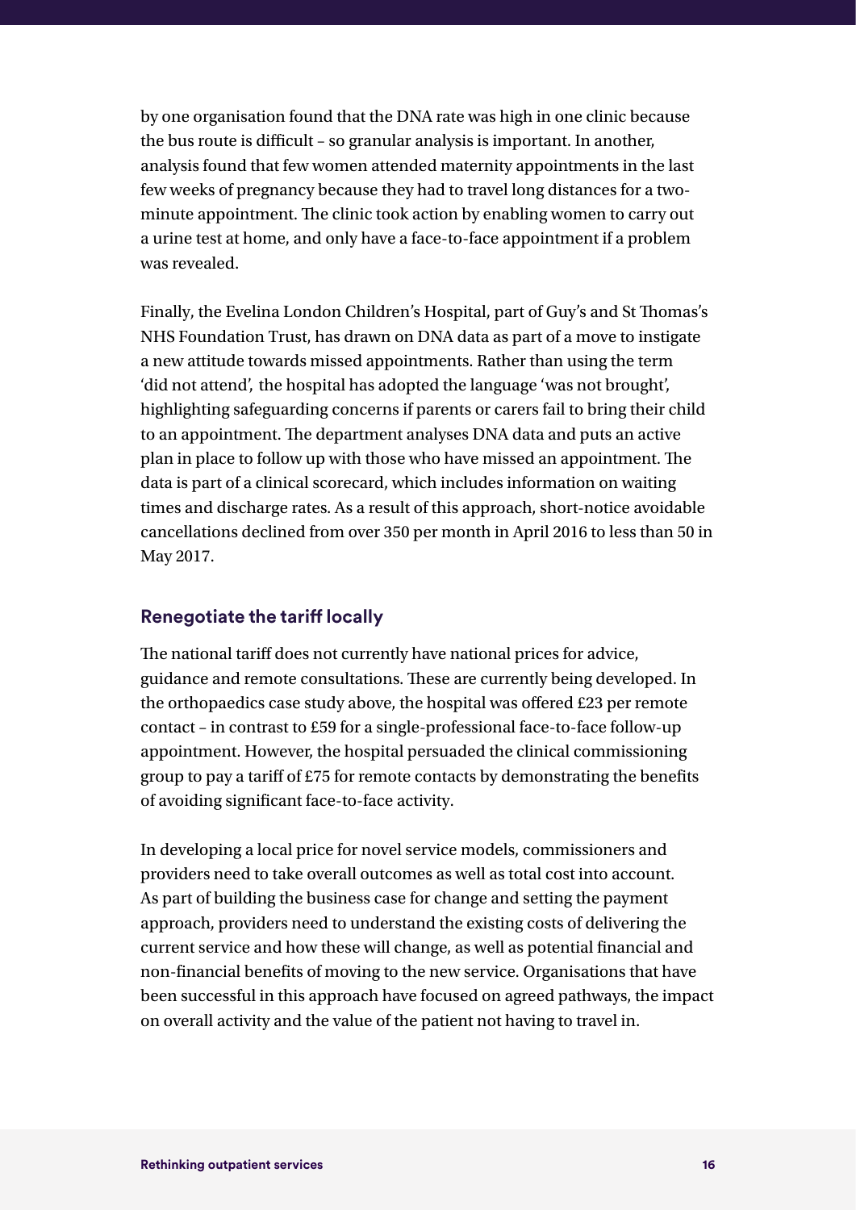by one organisation found that the DNA rate was high in one clinic because the bus route is difficult – so granular analysis is important. In another, analysis found that few women attended maternity appointments in the last few weeks of pregnancy because they had to travel long distances for a two-minute appointment. The clinic took action by enabling women to carry out a urine test at home, and only have a face-to-face appointment if a problem was revealed.

Finally, the Evelina London Children's Hospital, part of Guy's and St Thomas's NHS Foundation Trust, has drawn on DNA data as part of a move to instigate a new attitude towards missed appointments. Rather than using the term 'did not attend', the hospital has adopted the language 'was not brought', highlighting safeguarding concerns if parents or carers fail to bring their child to an appointment. The department analyses DNA data and puts an active plan in place to follow up with those who have missed an appointment. The data is part of a clinical scorecard, which includes information on waiting times and discharge rates. As a result of this approach, short-notice avoidable cancellations declined from over 350 per month in April 2016 to less than 50 in May 2017.

### Renegotiate the tariff locally

The national tariff does not currently have national prices for advice, guidance and remote consultations. These are currently being developed. In the orthopaedics case study above, the hospital was offered £23 per remote contact – in contrast to £59 for a single-professional face-to-face follow-up appointment. However, the hospital persuaded the clinical commissioning group to pay a tariff of £75 for remote contacts by demonstrating the benefits of avoiding significant face-to-face activity.

In developing a local price for novel service models, commissioners and providers need to take overall outcomes as well as total cost into account. As part of building the business case for change and setting the payment approach, providers need to understand the existing costs of delivering the current service and how these will change, as well as potential financial and non-financial benefits of moving to the new service. Organisations that have been successful in this approach have focused on agreed pathways, the impact on overall activity and the value of the patient not having to travel in.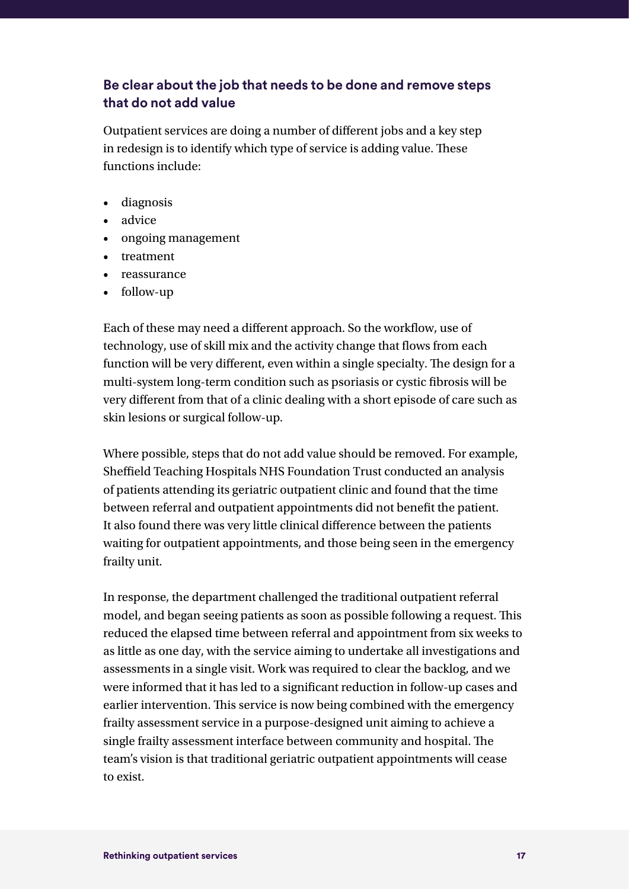## Be clear about the job that needs to be done and remove steps that do not add value

Outpatient services are doing a number of different jobs and a key step in redesign is to identify which type of service is adding value. These functions include:

- diagnosis
- advice
- ongoing management
- treatment
- reassurance
- follow-up

Each of these may need a different approach. So the workflow, use of technology, use of skill mix and the activity change that flows from each function will be very different, even within a single specialty. The design for a multi-system long-term condition such as psoriasis or cystic fibrosis will be very different from that of a clinic dealing with a short episode of care such as skin lesions or surgical follow-up.

Where possible, steps that do not add value should be removed. For example, Sheffield Teaching Hospitals NHS Foundation Trust conducted an analysis of patients attending its geriatric outpatient clinic and found that the time between referral and outpatient appointments did not benefit the patient. It also found there was very little clinical difference between the patients waiting for outpatient appointments, and those being seen in the emergency frailty unit.

In response, the department challenged the traditional outpatient referral model, and began seeing patients as soon as possible following a request. This reduced the elapsed time between referral and appointment from six weeks to as little as one day, with the service aiming to undertake all investigations and assessments in a single visit. Work was required to clear the backlog, and we were informed that it has led to a significant reduction in follow-up cases and earlier intervention. This service is now being combined with the emergency frailty assessment service in a purpose-designed unit aiming to achieve a single frailty assessment interface between community and hospital. The team's vision is that traditional geriatric outpatient appointments will cease to exist.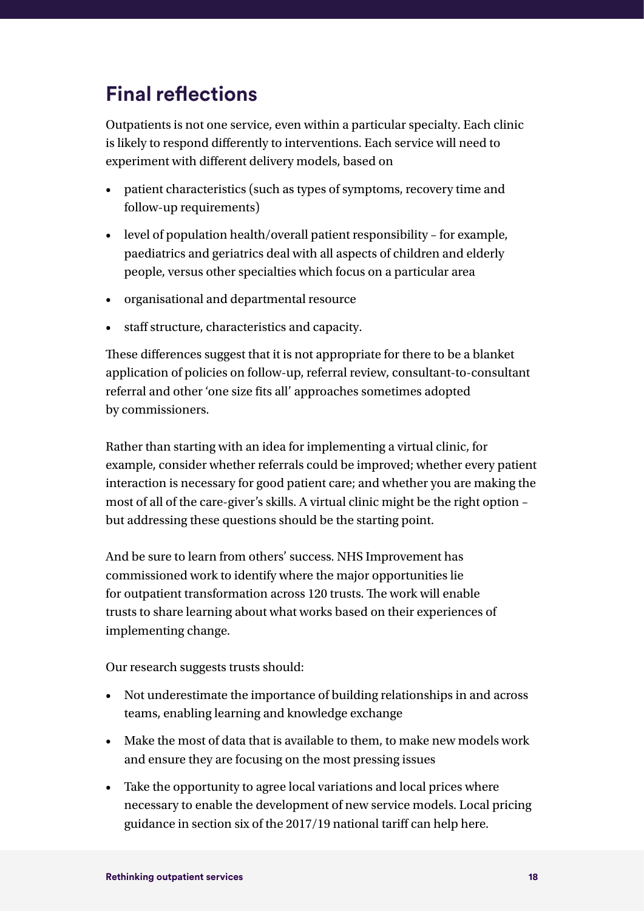## Final reflections

Outpatients is not one service, even within a particular specialty. Each clinic is likely to respond differently to interventions. Each service will need to experiment with different delivery models, based on

- patient characteristics (such as types of symptoms, recovery time and follow-up requirements)
- level of population health/overall patient responsibility – for example, paediatrics and geriatrics deal with all aspects of children and elderly people, versus other specialties which focus on a particular area
- organisational and departmental resource
- staff structure, characteristics and capacity.

These differences suggest that it is not appropriate for there to be a blanket application of policies on follow-up, referral review, consultant-to-consultant referral and other 'one size fits all' approaches sometimes adopted by commissioners.

Rather than starting with an idea for implementing a virtual clinic, for example, consider whether referrals could be improved; whether every patient interaction is necessary for good patient care; and whether you are making the most of all of the care-giver's skills. A virtual clinic might be the right option – but addressing these questions should be the starting point.

And be sure to learn from others' success. NHS Improvement has commissioned work to identify where the major opportunities lie for outpatient transformation across 120 trusts. The work will enable trusts to share learning about what works based on their experiences of implementing change.

Our research suggests trusts should:

- Not underestimate the importance of building relationships in and across teams, enabling learning and knowledge exchange
- Make the most of data that is available to them, to make new models work and ensure they are focusing on the most pressing issues
- Take the opportunity to agree local variations and local prices where necessary to enable the development of new service models. Local pricing guidance in section six of the 2017/19 national tariff can help here.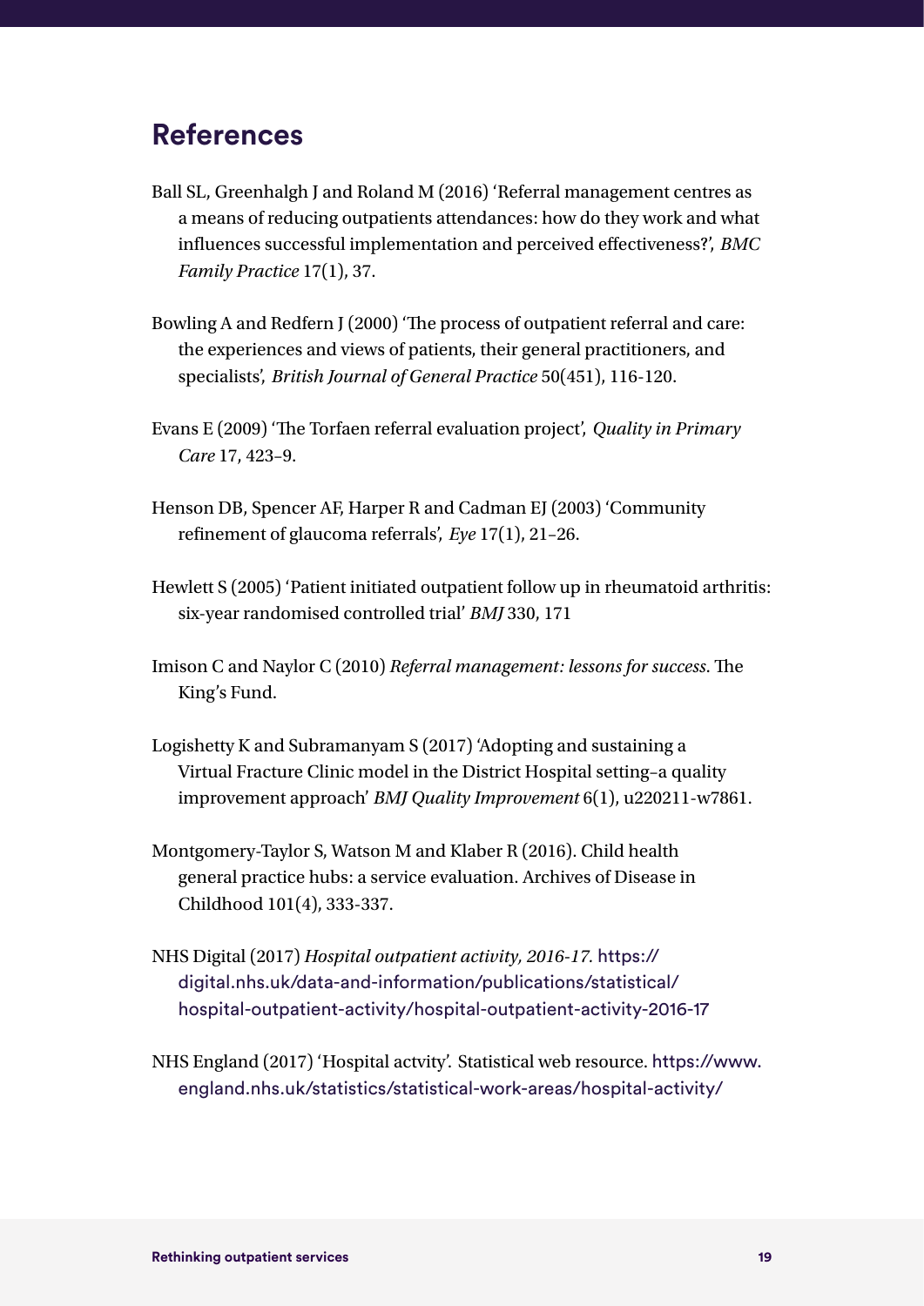## References

Ball SL, Greenhalgh J and Roland M (2016) 'Referral management centres as a means of reducing outpatients attendances: how do they work and what influences successful implementation and perceived effectiveness?', *BMC Family Practice* 17(1), 37.

Bowling A and Redfern J (2000) 'The process of outpatient referral and care: the experiences and views of patients, their general practitioners, and specialists', *British Journal of General Practice* 50(451), 116-120.

Evans E (2009) 'The Torfaen referral evaluation project', *Quality in Primary Care* 17, 423–9.

Henson DB, Spencer AF, Harper R and Cadman EJ (2003) 'Community refinement of glaucoma referrals', *Eye* 17(1), 21–26.

Hewlett S (2005) 'Patient initiated outpatient follow up in rheumatoid arthritis: six-year randomised controlled trial' *BMJ* 330, 171

Imison C and Naylor C (2010) *Referral management: lessons for success*. The King's Fund.

Logishetty K and Subramanyam S (2017) 'Adopting and sustaining a Virtual Fracture Clinic model in the District Hospital setting–a quality improvement approach' *BMJ Quality Improvement* 6(1), u220211-w7861.

Montgomery-Taylor S, Watson M and Klaber R (2016). Child health general practice hubs: a service evaluation. Archives of Disease in Childhood 101(4), 333-337.

NHS Digital (2017) *Hospital outpatient activity, 2016-17.* https://digital.nhs.uk/data-and-information/publications/statistical/hospital-outpatient-activity/hospital-outpatient-activity-2016-17

NHS England (2017) 'Hospital actvity'. Statistical web resource. https://www.england.nhs.uk/statistics/statistical-work-areas/hospital-activity/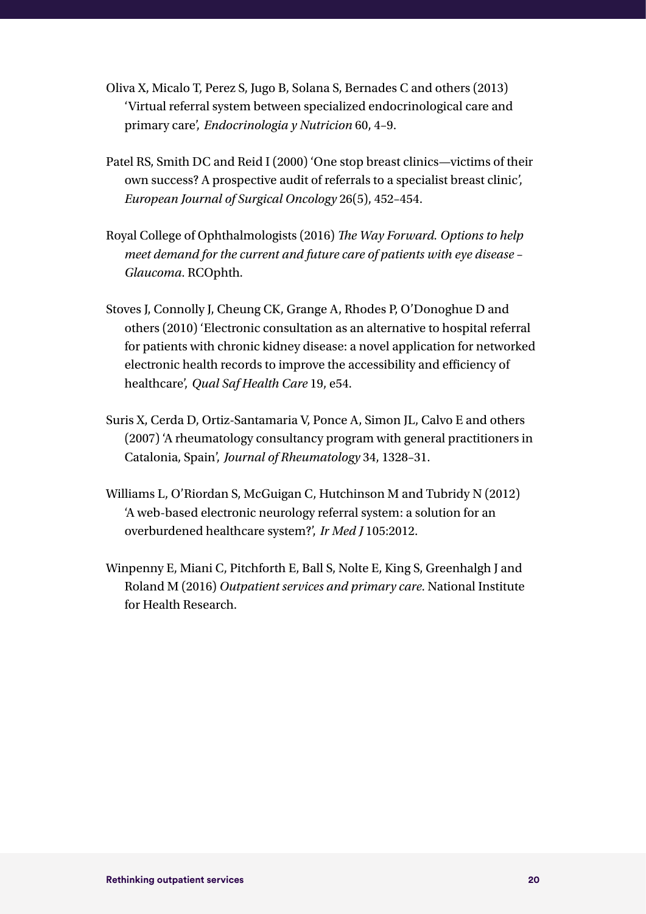Oliva X, Micalo T, Perez S, Jugo B, Solana S, Bernades C and others (2013) 'Virtual referral system between specialized endocrinological care and primary care', *Endocrinologia y Nutricion* 60, 4–9.

Patel RS, Smith DC and Reid I (2000) 'One stop breast clinics—victims of their own success? A prospective audit of referrals to a specialist breast clinic', *European Journal of Surgical Oncology* 26(5), 452–454.

Royal College of Ophthalmologists (2016) *The Way Forward. Options to help meet demand for the current and future care of patients with eye disease – Glaucoma*. RCOphth.

Stoves J, Connolly J, Cheung CK, Grange A, Rhodes P, O'Donoghue D and others (2010) 'Electronic consultation as an alternative to hospital referral for patients with chronic kidney disease: a novel application for networked electronic health records to improve the accessibility and efficiency of healthcare', *Qual Saf Health Care* 19, e54.

Suris X, Cerda D, Ortiz-Santamaria V, Ponce A, Simon JL, Calvo E and others (2007) 'A rheumatology consultancy program with general practitioners in Catalonia, Spain', *Journal of Rheumatology* 34, 1328–31.

Williams L, O'Riordan S, McGuigan C, Hutchinson M and Tubridy N (2012) 'A web-based electronic neurology referral system: a solution for an overburdened healthcare system?', *Ir Med J* 105:2012.

Winpenny E, Miani C, Pitchforth E, Ball S, Nolte E, King S, Greenhalgh J and Roland M (2016) *Outpatient services and primary care*. National Institute for Health Research.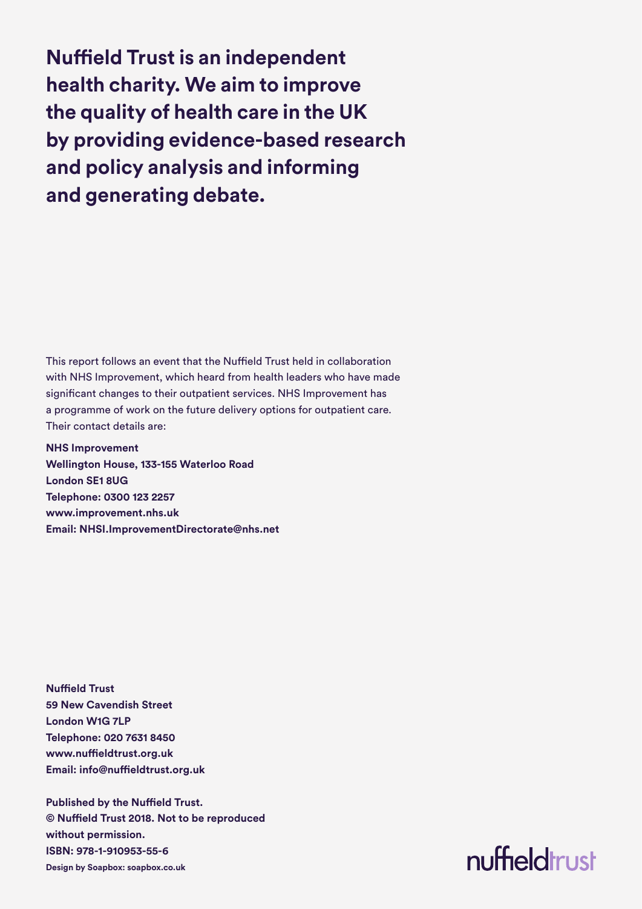**Nuffield Trust is an independent health charity. We aim to improve the quality of health care in the UK by providing evidence-based research and policy analysis and informing and generating debate.**

This report follows an event that the Nuffield Trust held in collaboration with NHS Improvement, which heard from health leaders who have made significant changes to their outpatient services. NHS Improvement has a programme of work on the future delivery options for outpatient care. Their contact details are:

**NHS Improvement**
**Wellington House, 133-155 Waterloo Road**
**London SE1 8UG**
**Telephone: 0300 123 2257**
**www.improvement.nhs.uk**
**Email: NHSI.ImprovementDirectorate@nhs.net**

**Nuffield Trust**
**59 New Cavendish Street**
**London W1G 7LP**
**Telephone: 020 7631 8450**
**www.nuffieldtrust.org.uk**
**Email: info@nuffieldtrust.org.uk**

**Published by the Nuffield Trust.**
**© Nuffield Trust 2018. Not to be reproduced without permission.**
**ISBN: 978-1-910953-55-6**
**Design by Soapbox: soapbox.co.uk**

nuffieldtrust